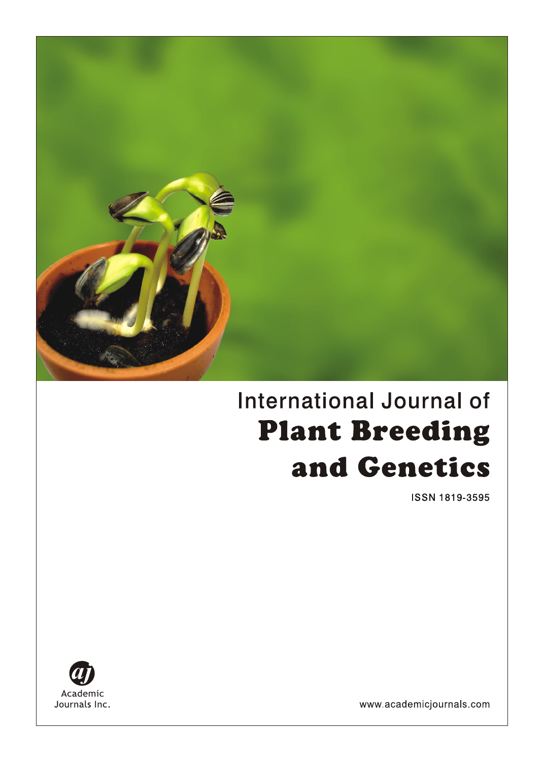International Journal of

# Plant Breeding and Genetics

ISSN 1819-3595

Academic Journals Inc.

www.academicjournals.com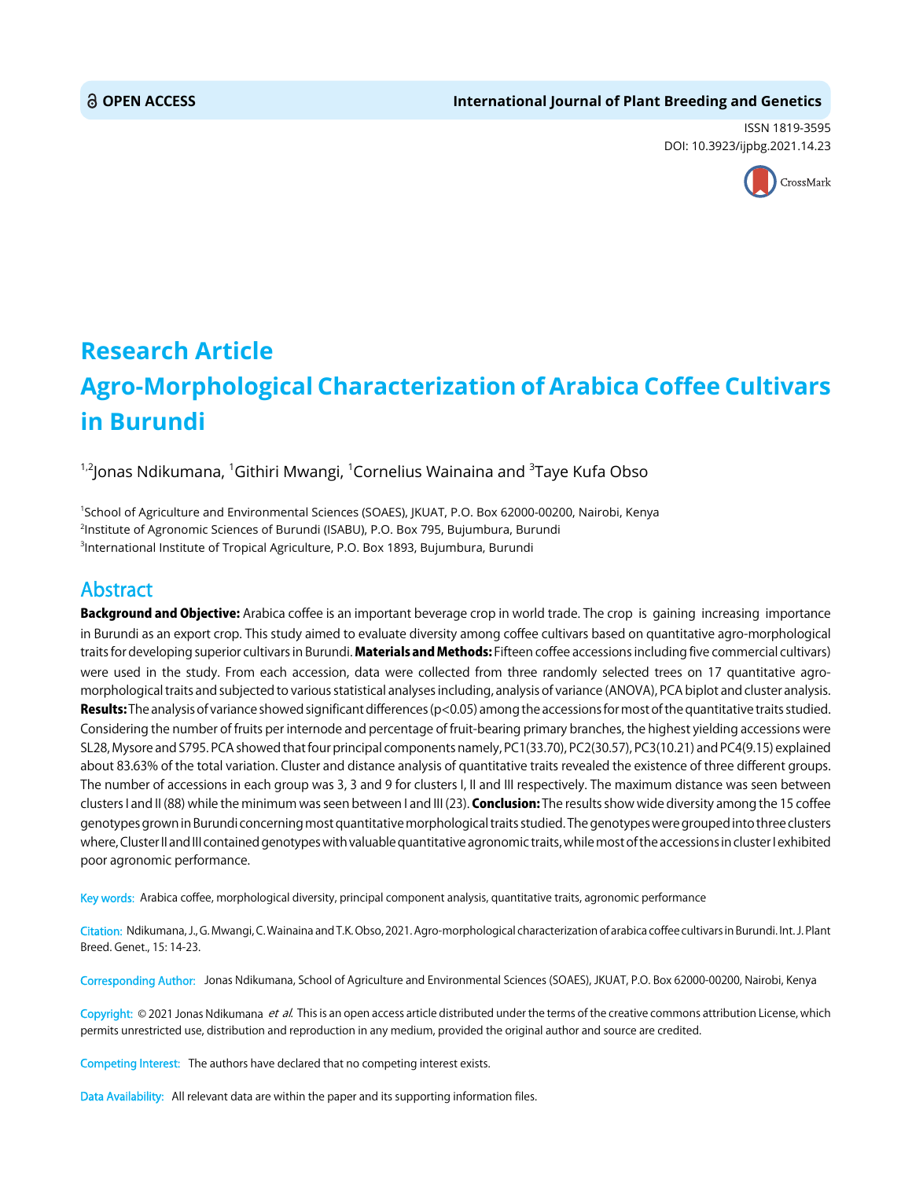OPEN ACCESS

**International Journal of Plant Breeding and Genetics**

ISSN 1819-3595
DOI: 10.3923/ijpbg.2021.14.23

# Research Article
# Agro-Morphological Characterization of Arabica Coffee Cultivars in Burundi

[1,2]Jonas Ndikumana, [1]Githiri Mwangi, [1]Cornelius Wainaina and [3]Taye Kufa Obso

[1]School of Agriculture and Environmental Sciences (SOAES), JKUAT, P.O. Box 62000-00200, Nairobi, Kenya
[2]Institute of Agronomic Sciences of Burundi (ISABU), P.O. Box 795, Bujumbura, Burundi
[3]International Institute of Tropical Agriculture, P.O. Box 1893, Bujumbura, Burundi

## Abstract

**Background and Objective:** Arabica coffee is an important beverage crop in world trade. The crop is gaining increasing importance in Burundi as an export crop. This study aimed to evaluate diversity among coffee cultivars based on quantitative agro-morphological traits for developing superior cultivars in Burundi. **Materials and Methods:** Fifteen coffee accessions including five commercial cultivars) were used in the study. From each accession, data were collected from three randomly selected trees on 17 quantitative agro-morphological traits and subjected to various statistical analyses including, analysis of variance (ANOVA), PCA biplot and cluster analysis. **Results:** The analysis of variance showed significant differences ($p<0.05$) among the accessions for most of the quantitative traits studied. Considering the number of fruits per internode and percentage of fruit-bearing primary branches, the highest yielding accessions were SL28, Mysore and S795. PCA showed that four principal components namely, PC1(33.70), PC2(30.57), PC3(10.21) and PC4(9.15) explained about 83.63% of the total variation. Cluster and distance analysis of quantitative traits revealed the existence of three different groups. The number of accessions in each group was 3, 3 and 9 for clusters I, II and III respectively. The maximum distance was seen between clusters I and II (88) while the minimum was seen between I and III (23). **Conclusion:** The results show wide diversity among the 15 coffee genotypes grown in Burundi concerning most quantitative morphological traits studied. The genotypes were grouped into three clusters where, Cluster II and III contained genotypes with valuable quantitative agronomic traits, while most of the accessions in cluster I exhibited poor agronomic performance.

**Key words:** Arabica coffee, morphological diversity, principal component analysis, quantitative traits, agronomic performance

**Citation:** Ndikumana, J., G. Mwangi, C. Wainaina and T.K. Obso, 2021. Agro-morphological characterization of arabica coffee cultivars in Burundi. Int. J. Plant Breed. Genet., 15: 14-23.

**Corresponding Author:** Jonas Ndikumana, School of Agriculture and Environmental Sciences (SOAES), JKUAT, P.O. Box 62000-00200, Nairobi, Kenya

**Copyright:** © 2021 Jonas Ndikumana *et al.* This is an open access article distributed under the terms of the creative commons attribution License, which permits unrestricted use, distribution and reproduction in any medium, provided the original author and source are credited.

**Competing Interest:** The authors have declared that no competing interest exists.

**Data Availability:** All relevant data are within the paper and its supporting information files.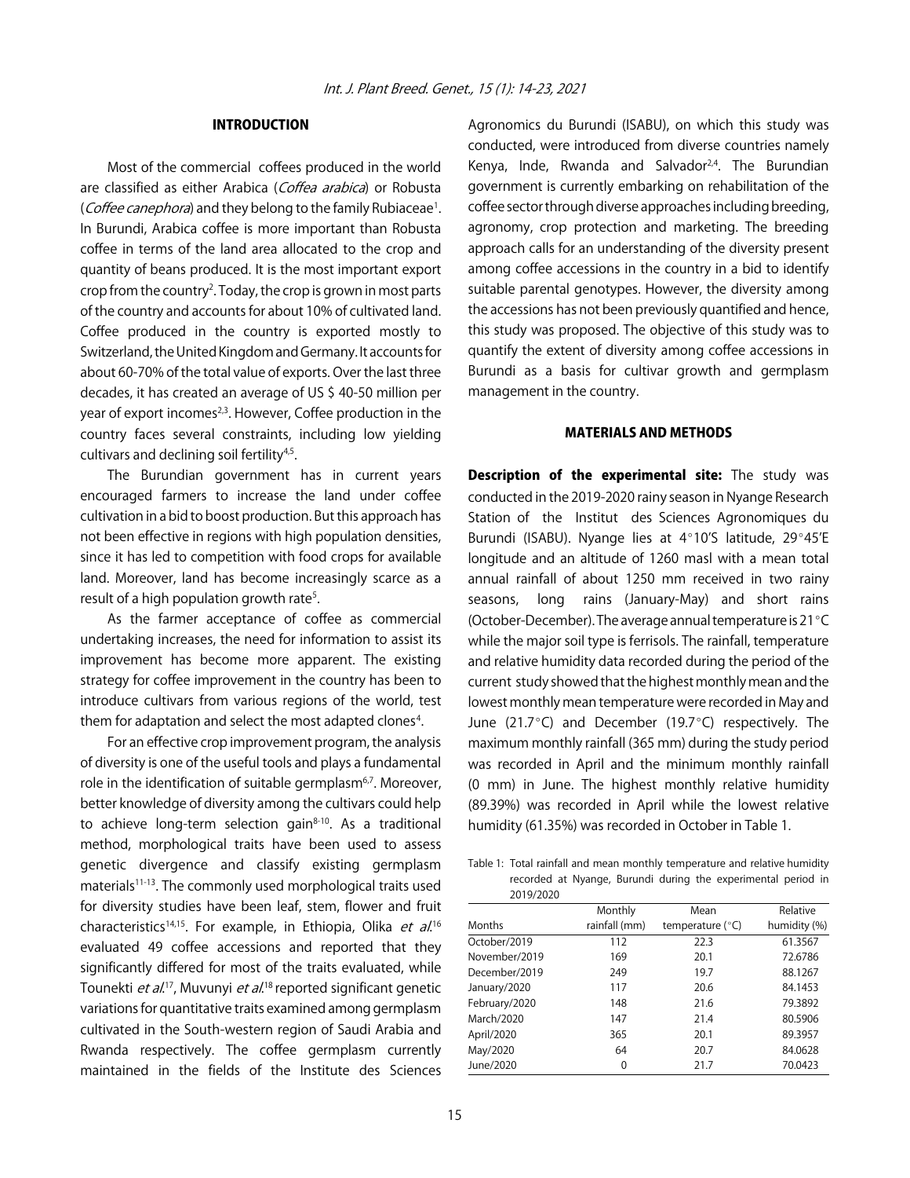## INTRODUCTION

Most of the commercial coffees produced in the world are classified as either Arabica (*Coffea arabica*) or Robusta (*Coffee canephora*) and they belong to the family Rubiaceae[1]. In Burundi, Arabica coffee is more important than Robusta coffee in terms of the land area allocated to the crop and quantity of beans produced. It is the most important export crop from the country[2]. Today, the crop is grown in most parts of the country and accounts for about 10% of cultivated land. Coffee produced in the country is exported mostly to Switzerland, the United Kingdom and Germany. It accounts for about 60-70% of the total value of exports. Over the last three decades, it has created an average of US $ 40-50 million per year of export incomes[2,3]. However, Coffee production in the country faces several constraints, including low yielding cultivars and declining soil fertility[4,5].

The Burundian government has in current years encouraged farmers to increase the land under coffee cultivation in a bid to boost production. But this approach has not been effective in regions with high population densities, since it has led to competition with food crops for available land. Moreover, land has become increasingly scarce as a result of a high population growth rate[5].

As the farmer acceptance of coffee as commercial undertaking increases, the need for information to assist its improvement has become more apparent. The existing strategy for coffee improvement in the country has been to introduce cultivars from various regions of the world, test them for adaptation and select the most adapted clones[4].

For an effective crop improvement program, the analysis of diversity is one of the useful tools and plays a fundamental role in the identification of suitable germplasm[6,7]. Moreover, better knowledge of diversity among the cultivars could help to achieve long-term selection gain[8-10]. As a traditional method, morphological traits have been used to assess genetic divergence and classify existing germplasm materials[11-13]. The commonly used morphological traits used for diversity studies have been leaf, stem, flower and fruit characteristics[14,15]. For example, in Ethiopia, Olika *et al*.[16] evaluated 49 coffee accessions and reported that they significantly differed for most of the traits evaluated, while Tounekti *et al*.[17], Muvunyi *et al*.[18] reported significant genetic variations for quantitative traits examined among germplasm cultivated in the South-western region of Saudi Arabia and Rwanda respectively. The coffee germplasm currently maintained in the fields of the Institute des Sciences Agronomics du Burundi (ISABU), on which this study was conducted, were introduced from diverse countries namely Kenya, Inde, Rwanda and Salvador[2,4]. The Burundian government is currently embarking on rehabilitation of the coffee sector through diverse approaches including breeding, agronomy, crop protection and marketing. The breeding approach calls for an understanding of the diversity present among coffee accessions in the country in a bid to identify suitable parental genotypes. However, the diversity among the accessions has not been previously quantified and hence, this study was proposed. The objective of this study was to quantify the extent of diversity among coffee accessions in Burundi as a basis for cultivar growth and germplasm management in the country.

## MATERIALS AND METHODS

**Description of the experimental site:** The study was conducted in the 2019-2020 rainy season in Nyange Research Station of the Institut des Sciences Agronomiques du Burundi (ISABU). Nyange lies at 4°10'S latitude, 29°45'E longitude and an altitude of 1260 masl with a mean total annual rainfall of about 1250 mm received in two rainy seasons, long rains (January-May) and short rains (October-December). The average annual temperature is 21°C while the major soil type is ferrisols. The rainfall, temperature and relative humidity data recorded during the period of the current study showed that the highest monthly mean and the lowest monthly mean temperature were recorded in May and June (21.7°C) and December (19.7°C) respectively. The maximum monthly rainfall (365 mm) during the study period was recorded in April and the minimum monthly rainfall (0 mm) in June. The highest monthly relative humidity (89.39%) was recorded in April while the lowest relative humidity (61.35%) was recorded in October in Table 1.

Table 1: Total rainfall and mean monthly temperature and relative humidity recorded at Nyange, Burundi during the experimental period in 2019/2020

| Months | Monthly rainfall (mm) | Mean temperature (°C) | Relative humidity (%) |
|---|---|---|---|
| October/2019 | 112 | 22.3 | 61.3567 |
| November/2019 | 169 | 20.1 | 72.6786 |
| December/2019 | 249 | 19.7 | 88.1267 |
| January/2020 | 117 | 20.6 | 84.1453 |
| February/2020 | 148 | 21.6 | 79.3892 |
| March/2020 | 147 | 21.4 | 80.5906 |
| April/2020 | 365 | 20.1 | 89.3957 |
| May/2020 | 64 | 20.7 | 84.0628 |
| June/2020 | 0 | 21.7 | 70.0423 |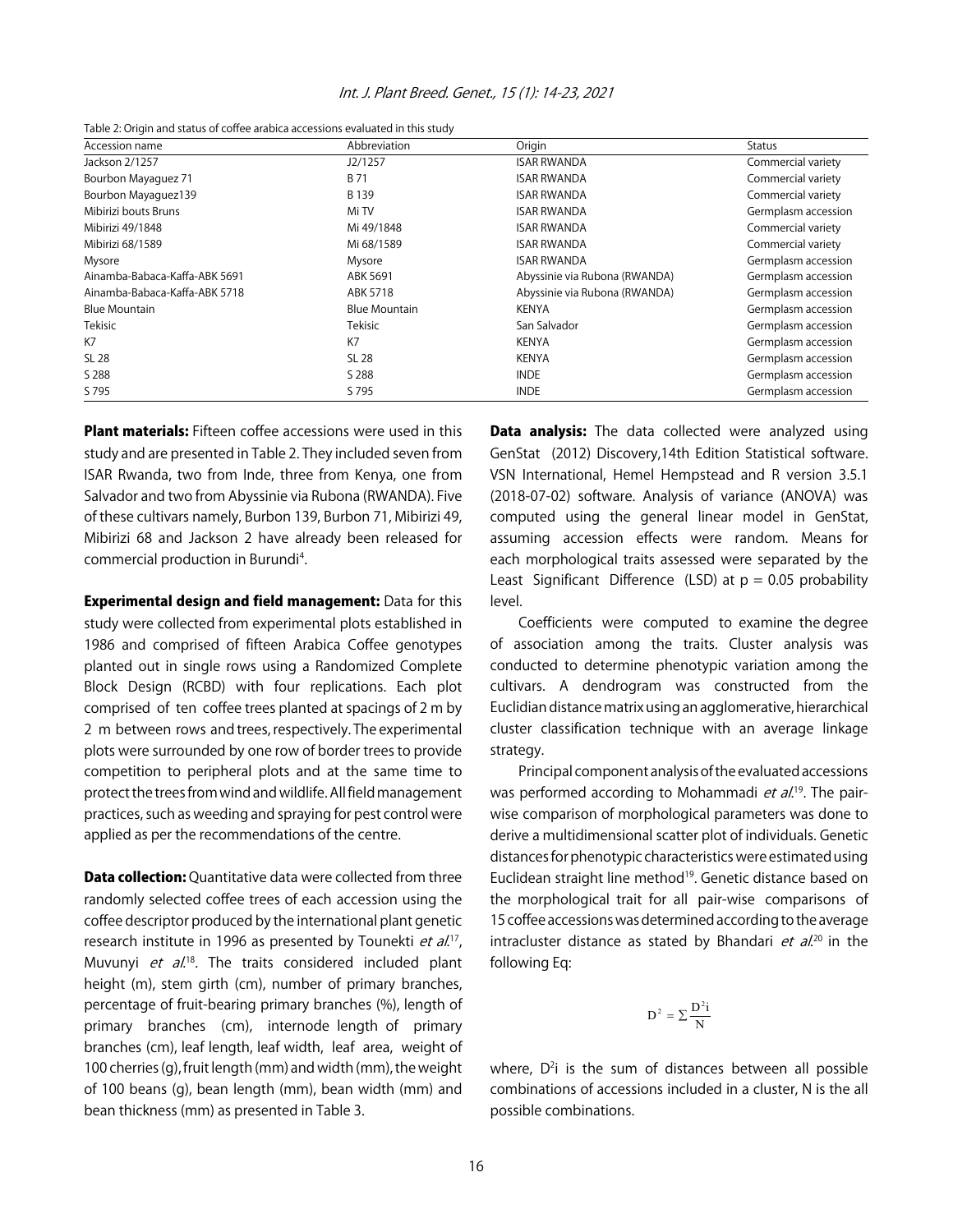Table 2: Origin and status of coffee arabica accessions evaluated in this study

| Accession name | Abbreviation | Origin | Status |
|---|---|---|---|
| Jackson 2/1257 | J2/1257 | ISAR RWANDA | Commercial variety |
| Bourbon Mayaguez 71 | B 71 | ISAR RWANDA | Commercial variety |
| Bourbon Mayaguez139 | B 139 | ISAR RWANDA | Commercial variety |
| Mibirizi bouts Bruns | Mi TV | ISAR RWANDA | Germplasm accession |
| Mibirizi 49/1848 | Mi 49/1848 | ISAR RWANDA | Commercial variety |
| Mibirizi 68/1589 | Mi 68/1589 | ISAR RWANDA | Commercial variety |
| Mysore | Mysore | ISAR RWANDA | Germplasm accession |
| Ainamba-Babaca-Kaffa-ABK 5691 | ABK 5691 | Abyssinie via Rubona (RWANDA) | Germplasm accession |
| Ainamba-Babaca-Kaffa-ABK 5718 | ABK 5718 | Abyssinie via Rubona (RWANDA) | Germplasm accession |
| Blue Mountain | Blue Mountain | KENYA | Germplasm accession |
| Tekisic | Tekisic | San Salvador | Germplasm accession |
| K7 | K7 | KENYA | Germplasm accession |
| SL 28 | SL 28 | KENYA | Germplasm accession |
| S 288 | S 288 | INDE | Germplasm accession |
| S 795 | S 795 | INDE | Germplasm accession |

**Plant materials:** Fifteen coffee accessions were used in this study and are presented in Table 2. They included seven from ISAR Rwanda, two from Inde, three from Kenya, one from Salvador and two from Abyssinie via Rubona (RWANDA). Five of these cultivars namely, Burbon 139, Burbon 71, Mibirizi 49, Mibirizi 68 and Jackson 2 have already been released for commercial production in Burundi[4].

**Experimental design and field management:** Data for this study were collected from experimental plots established in 1986 and comprised of fifteen Arabica Coffee genotypes planted out in single rows using a Randomized Complete Block Design (RCBD) with four replications. Each plot comprised of ten coffee trees planted at spacings of 2 m by 2 m between rows and trees, respectively. The experimental plots were surrounded by one row of border trees to provide competition to peripheral plots and at the same time to protect the trees from wind and wildlife. All field management practices, such as weeding and spraying for pest control were applied as per the recommendations of the centre.

**Data collection:** Quantitative data were collected from three randomly selected coffee trees of each accession using the coffee descriptor produced by the international plant genetic research institute in 1996 as presented by Tounekti *et al.*[17], Muvunyi *et al.*[18]. The traits considered included plant height (m), stem girth (cm), number of primary branches, percentage of fruit-bearing primary branches (%), length of primary branches (cm), internode length of primary branches (cm), leaf length, leaf width, leaf area, weight of 100 cherries (g), fruit length (mm) and width (mm), the weight of 100 beans (g), bean length (mm), bean width (mm) and bean thickness (mm) as presented in Table 3.

**Data analysis:** The data collected were analyzed using GenStat (2012) Discovery,14th Edition Statistical software. VSN International, Hemel Hempstead and R version 3.5.1 (2018-07-02) software. Analysis of variance (ANOVA) was computed using the general linear model in GenStat, assuming accession effects were random. Means for each morphological traits assessed were separated by the Least Significant Difference (LSD) at $p = 0.05$ probability level.

Coefficients were computed to examine the degree of association among the traits. Cluster analysis was conducted to determine phenotypic variation among the cultivars. A dendrogram was constructed from the Euclidian distance matrix using an agglomerative, hierarchical cluster classification technique with an average linkage strategy.

Principal component analysis of the evaluated accessions was performed according to Mohammadi *et al.*[19]. The pair-wise comparison of morphological parameters was done to derive a multidimensional scatter plot of individuals. Genetic distances for phenotypic characteristics were estimated using Euclidean straight line method[19]. Genetic distance based on the morphological trait for all pair-wise comparisons of 15 coffee accessions was determined according to the average intracluster distance as stated by Bhandari *et al.*[20] in the following Eq:

$$D^2 = \sum \frac{D^2 i}{N}$$

where, $D^2i$ is the sum of distances between all possible combinations of accessions included in a cluster, N is the all possible combinations.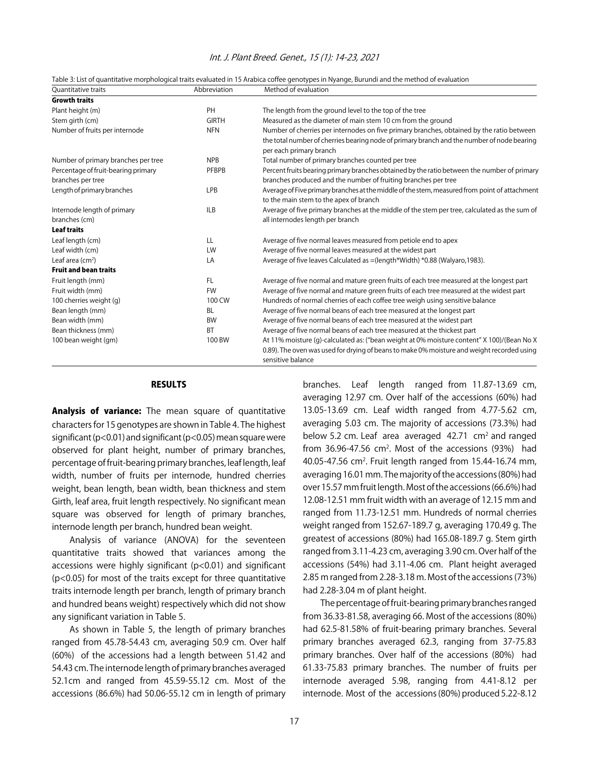Table 3: List of quantitative morphological traits evaluated in 15 Arabica coffee genotypes in Nyange, Burundi and the method of evaluation

| Quantitative traits | Abbreviation | Method of evaluation |
|---|---|---|
| **Growth traits** | | |
| Plant height (m) | PH | The length from the ground level to the top of the tree |
| Stem girth (cm) | GIRTH | Measured as the diameter of main stem 10 cm from the ground |
| Number of fruits per internode | NFN | Number of cherries per internodes on five primary branches, obtained by the ratio between the total number of cherries bearing node of primary branch and the number of node bearing per each primary branch |
| Number of primary branches per tree | NPB | Total number of primary branches counted per tree |
| Percentage of fruit-bearing primary branches per tree | PFBPB | Percent fruits bearing primary branches obtained by the ratio between the number of primary branches produced and the number of fruiting branches per tree |
| Length of primary branches | LPB | Average of Five primary branches at the middle of the stem, measured from point of attachment to the main stem to the apex of branch |
| Internode length of primary branches (cm) | ILB | Average of five primary branches at the middle of the stem per tree, calculated as the sum of all internodes length per branch |
| **Leaf traits** | | |
| Leaf length (cm) | LL | Average of five normal leaves measured from petiole end to apex |
| Leaf width (cm) | LW | Average of five normal leaves measured at the widest part |
| Leaf area ($cm^2$) | LA | Average of five leaves Calculated as =(length*Width) *0.88 (Walyaro,1983). |
| **Fruit and bean traits** | | |
| Fruit length (mm) | FL | Average of five normal and mature green fruits of each tree measured at the longest part |
| Fruit width (mm) | FW | Average of five normal and mature green fruits of each tree measured at the widest part |
| 100 cherries weight (g) | 100 CW | Hundreds of normal cherries of each coffee tree weigh using sensitive balance |
| Bean length (mm) | BL | Average of five normal beans of each tree measured at the longest part |
| Bean width (mm) | BW | Average of five normal beans of each tree measured at the widest part |
| Bean thickness (mm) | BT | Average of five normal beans of each tree measured at the thickest part |
| 100 bean weight (gm) | 100 BW | At 11% moisture (g)-calculated as: ("bean weight at 0% moisture content" X 100)/(Bean No X 0.89). The oven was used for drying of beans to make 0% moisture and weight recorded using sensitive balance |

## RESULTS

**Analysis of variance:** The mean square of quantitative characters for 15 genotypes are shown in Table 4. The highest significant ($p<0.01$) and significant ($p<0.05$) mean square were observed for plant height, number of primary branches, percentage of fruit-bearing primary branches, leaf length, leaf width, number of fruits per internode, hundred cherries weight, bean length, bean width, bean thickness and stem Girth, leaf area, fruit length respectively. No significant mean square was observed for length of primary branches, internode length per branch, hundred bean weight.

Analysis of variance (ANOVA) for the seventeen quantitative traits showed that variances among the accessions were highly significant ($p<0.01$) and significant ($p<0.05$) for most of the traits except for three quantitative traits internode length per branch, length of primary branch and hundred beans weight) respectively which did not show any significant variation in Table 5.

As shown in Table 5, the length of primary branches ranged from 45.78-54.43 cm, averaging 50.9 cm. Over half (60%) of the accessions had a length between 51.42 and 54.43 cm. The internode length of primary branches averaged 52.1cm and ranged from 45.59-55.12 cm. Most of the accessions (86.6%) had 50.06-55.12 cm in length of primary branches. Leaf length ranged from 11.87-13.69 cm, averaging 12.97 cm. Over half of the accessions (60%) had 13.05-13.69 cm. Leaf width ranged from 4.77-5.62 cm, averaging 5.03 cm. The majority of accessions (73.3%) had below 5.2 cm. Leaf area averaged 42.71 $cm^2$ and ranged from 36.96-47.56 $cm^2$. Most of the accessions (93%) had 40.05-47.56 $cm^2$. Fruit length ranged from 15.44-16.74 mm, averaging 16.01 mm. The majority of the accessions (80%) had over 15.57 mm fruit length. Most of the accessions (66.6%) had 12.08-12.51 mm fruit width with an average of 12.15 mm and ranged from 11.73-12.51 mm. Hundreds of normal cherries weight ranged from 152.67-189.7 g, averaging 170.49 g. The greatest of accessions (80%) had 165.08-189.7 g. Stem girth ranged from 3.11-4.23 cm, averaging 3.90 cm. Over half of the accessions (54%) had 3.11-4.06 cm. Plant height averaged 2.85 m ranged from 2.28-3.18 m. Most of the accessions (73%) had 2.28-3.04 m of plant height.

The percentage of fruit-bearing primary branches ranged from 36.33-81.58%, averaging 66. Most of the accessions (80%) had 62.5-81.58% of fruit-bearing primary branches. Several primary branches averaged 62.3, ranging from 37-75.83 primary branches. Over half of the accessions (80%) had 61.33-75.83 primary branches. The number of fruits per internode averaged 5.98, ranging from 4.41-8.12 per internode. Most of the accessions (80%) produced 5.22-8.12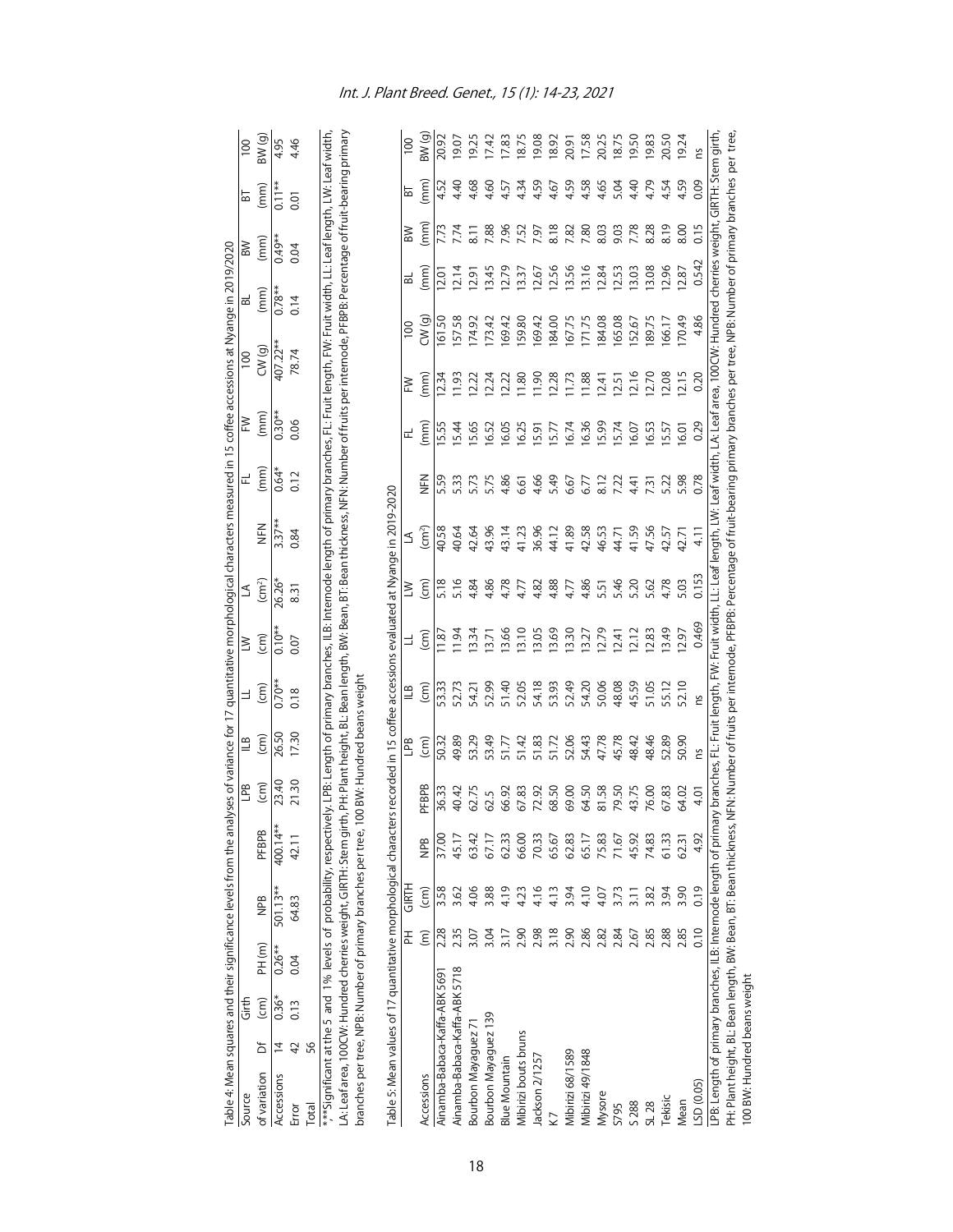Table 4: Mean squares and their significance levels from the analyses of variance for 17 quantitative morphological characters measured in 15 coffee accessions at Nyange in 2019/2020

| Source of variation | Df | Girth (cm) | PH (m) | NPB | PFBPB | LPB (cm) | ILB (cm) | LL (cm) | LW (cm) | LA ($cm^2$) | NFN | FL (mm) | FW (mm) | 100 CW (g) | BL (mm) | BW (mm) | BT (mm) | 100 BW (g) |
|---|---|---|---|---|---|---|---|---|---|---|---|---|---|---|---|---|---|---|
| Accessions | 14 | 0.36* | 0.26** | 501.13** | 400.14** | 23.40 | 26.50 | 0.70** | 0.10** | 26.26* | 3.37** | 0.64* | 0.30** | 407.22** | 0.78** | 0.49** | 0.11** | 4.95 |
| Error | 42 | 0.13 | 0.04 | 64.83 | 42.11 | 21.30 | 17.30 | 0.18 | 0.07 | 8.31 | 0.84 | 0.12 | 0.06 | 78.74 | 0.14 | 0.04 | 0.01 | 4.46 |
| Total | 56 | | | | | | | | | | | | | | | | | |

*,**Significant at the 5 and 1% levels of probability, respectively. LPB: Length of primary branches, ILB: Internode length of primary branches, FL: Fruit length, FW: Fruit width, LL: Leaf length, LW: Leaf width, LA: Leaf area, 100CW: Hundred cherries weight, GIRTH: Stem girth, PH: Plant height, BL: Bean length, BW: Bean, BT: Bean thickness, NFN: Number of fruits per internode, PFBPB: Percentage of fruit-bearing primary branches per tree, NPB: Number of primary branches per tree, 100 BW: Hundred beans weight

Table 5: Mean values of 17 quantitative morphological characters recorded in 15 coffee accessions evaluated at Nyange in 2019-2020

| Accessions | PH (m) | GIRTH (cm) | NPB | PFBPB | LPB (cm) | ILB (cm) | LL (cm) | LW (cm) | LA ($cm^2$) | NFN | FL (mm) | FW (mm) | 100 CW (g) | BL (mm) | BW (mm) | BT (mm) | 100 BW (g) |
|---|---|---|---|---|---|---|---|---|---|---|---|---|---|---|---|---|---|
| Ainamba-Babaca-Kaffa-ABK 5691 | 2.28 | 3.58 | 37.00 | 36.33 | 50.32 | 53.33 | 11.87 | 5.18 | 40.58 | 5.59 | 15.55 | 12.34 | 161.50 | 12.01 | 7.73 | 4.52 | 20.92 |
| Ainamba-Babaca-Kaffa-ABK 5718 | 2.35 | 3.62 | 45.17 | 40.42 | 49.89 | 52.73 | 11.94 | 5.16 | 40.64 | 5.33 | 15.44 | 11.93 | 157.58 | 12.14 | 7.74 | 4.40 | 19.07 |
| Bourbon Mayaguez 71 | 3.07 | 4.06 | 63.42 | 62.75 | 53.29 | 54.21 | 13.34 | 4.84 | 42.64 | 5.73 | 15.65 | 12.22 | 174.92 | 12.91 | 8.11 | 4.68 | 19.25 |
| Bourbon Mayaguez 139 | 3.04 | 3.88 | 67.17 | 62.5 | 53.49 | 52.99 | 13.71 | 4.86 | 43.96 | 5.75 | 16.52 | 12.24 | 173.42 | 13.45 | 7.88 | 4.60 | 17.42 |
| Blue Mountain | 3.17 | 4.19 | 62.33 | 66.92 | 51.77 | 51.40 | 13.66 | 4.78 | 43.14 | 4.86 | 16.05 | 12.22 | 169.42 | 12.79 | 7.96 | 4.57 | 17.83 |
| Mibirizi bouts bruns | 2.90 | 4.23 | 66.00 | 67.83 | 51.42 | 52.05 | 13.10 | 4.77 | 41.23 | 6.61 | 16.25 | 11.80 | 159.80 | 13.37 | 7.52 | 4.34 | 18.75 |
| Jackson 2/1257 | 2.98 | 4.16 | 70.33 | 72.92 | 51.83 | 54.18 | 13.05 | 4.82 | 36.96 | 4.66 | 15.91 | 11.90 | 169.42 | 12.67 | 7.97 | 4.59 | 19.08 |
| K7 | 3.18 | 4.13 | 65.67 | 68.50 | 51.72 | 53.93 | 13.69 | 4.88 | 44.12 | 5.49 | 15.77 | 12.28 | 184.00 | 12.56 | 8.18 | 4.67 | 18.92 |
| Mibirizi 68/1589 | 2.90 | 3.94 | 62.83 | 69.00 | 52.06 | 52.49 | 13.30 | 4.77 | 41.89 | 6.67 | 16.74 | 11.73 | 167.75 | 13.56 | 7.82 | 4.59 | 20.91 |
| Mibirizi 49/1848 | 2.86 | 4.10 | 65.17 | 64.50 | 54.43 | 54.20 | 13.27 | 4.86 | 42.58 | 6.77 | 16.36 | 11.88 | 171.75 | 13.16 | 7.80 | 4.58 | 17.58 |
| Mysore | 2.82 | 4.07 | 75.83 | 81.58 | 47.78 | 50.06 | 12.79 | 5.51 | 46.53 | 8.12 | 15.99 | 12.41 | 184.08 | 12.84 | 8.03 | 4.65 | 20.25 |
| S795 | 2.84 | 3.73 | 71.67 | 79.50 | 45.78 | 48.08 | 12.41 | 5.46 | 44.71 | 7.22 | 15.74 | 12.51 | 165.08 | 12.53 | 9.03 | 5.04 | 18.75 |
| S 288 | 2.67 | 3.11 | 45.92 | 43.75 | 48.42 | 45.59 | 12.12 | 5.20 | 41.59 | 4.41 | 16.07 | 12.16 | 152.67 | 13.03 | 7.78 | 4.40 | 19.50 |
| SL 28 | 2.85 | 3.82 | 74.83 | 76.00 | 48.46 | 51.05 | 12.83 | 5.62 | 47.56 | 7.31 | 16.53 | 12.70 | 189.75 | 13.08 | 8.28 | 4.79 | 19.83 |
| Tekisic | 2.88 | 3.94 | 61.33 | 67.83 | 52.89 | 55.12 | 13.49 | 4.78 | 42.57 | 5.22 | 15.57 | 12.08 | 166.17 | 12.96 | 8.19 | 4.54 | 20.50 |
| Mean | 2.85 | 3.90 | 62.31 | 64.02 | 50.90 | 52.10 | 12.97 | 5.03 | 42.71 | 5.98 | 16.01 | 12.15 | 170.49 | 12.87 | 8.00 | 4.59 | 19.24 |
| LSD (0.05) | 0.10 | 0.19 | 4.92 | 4.01 | ns | ns | 0.469 | 0.153 | 4.11 | 0.78 | 0.29 | 0.20 | 4.86 | 0.542 | 0.15 | 0.09 | ns |

LPB: Length of primary branches, ILB: Internode length of primary branches, FL: Fruit length, FW: Fruit width, LL: Leaf length, LW: Leaf width, LA: Leaf area, 100CW: Hundred cherries weight, GIRTH: Stem girth, PH: Plant height, BL: Bean length, BW: Bean, BT: Bean thickness, NFN: Number of fruits per internode, PFBPB: Percentage of fruit-bearing primary branches per tree, NPB: Number of primary branches per tree, 100 BW: Hundred beans weight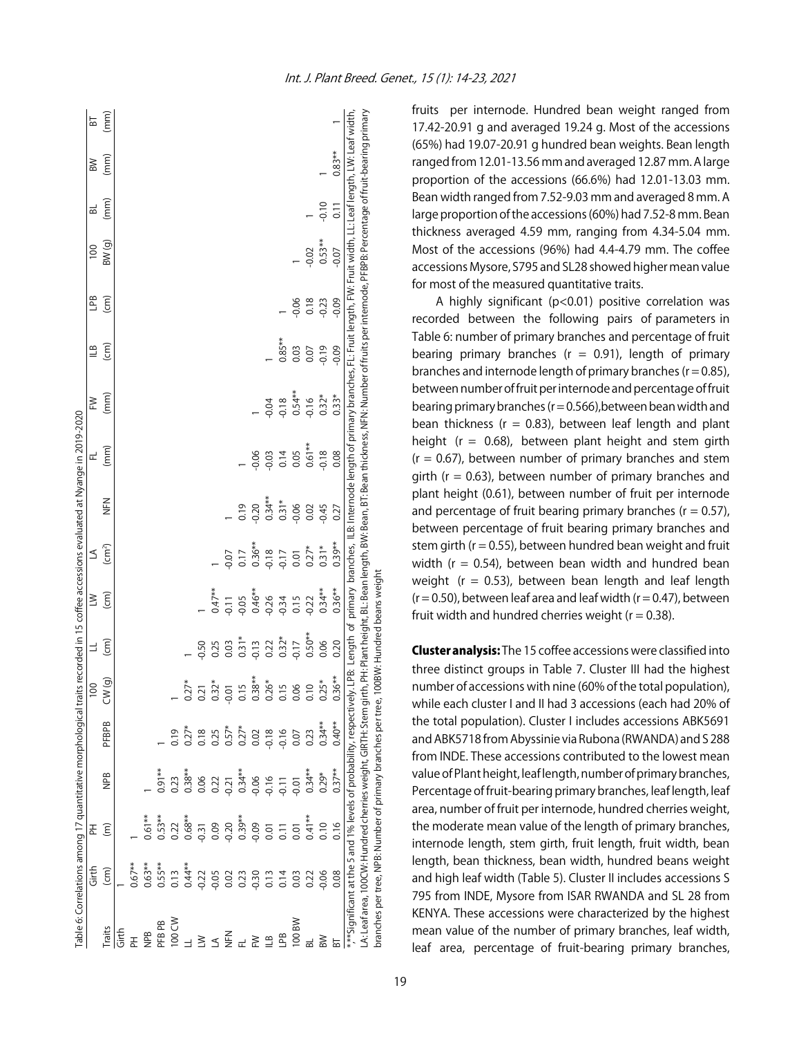Table 6: Correlations among 17 quantitative morphological traits recorded in 15 coffee accessions evaluated at Nyange in 2019-2020

| Traits | Girth (cm) | PH (m) | NPB | PFBPB | 100 CW (g) | LL (cm) | LW (cm) | LA ($cm^2$) | NFN | FL (mm) | FW (mm) | ILB (cm) | LPB (cm) | 100 BW (g) | BL (mm) | BW (mm) | BT (mm) |
|---|---|---|---|---|---|---|---|---|---|---|---|---|---|---|---|---|---|
| Girth | 1 | | | | | | | | | | | | | | | | |
| PH | 0.67** | 1 | | | | | | | | | | | | | | | |
| NPB | 0.63** | 0.61** | 1 | | | | | | | | | | | | | | |
| PFB PB | 0.55** | 0.53** | 0.91** | 1 | | | | | | | | | | | | | |
| 100 CW | 0.13 | 0.22 | 0.23 | 0.19 | 1 | | | | | | | | | | | | |
| LL | 0.44** | 0.68** | 0.38** | 0.27* | 0.27* | 1 | | | | | | | | | | | |
| LW | -0.22 | -0.31 | 0.06 | 0.18 | 0.21 | -0.50 | 1 | | | | | | | | | | |
| LA | -0.05 | 0.09 | 0.22 | 0.25 | 0.32* | 0.25 | 0.47** | 1 | | | | | | | | | |
| NFN | 0.02 | -0.20 | -0.21 | 0.57* | -0.01 | 0.03 | -0.11 | -0.07 | 1 | | | | | | | | |
| FL | 0.23 | 0.39** | 0.34** | 0.27* | 0.15 | 0.31* | -0.05 | 0.17 | 0.19 | 1 | | | | | | | |
| FW | -0.30 | -0.09 | -0.06 | 0.02 | 0.38** | -0.13 | 0.46** | 0.36** | -0.20 | -0.06 | 1 | | | | | | |
| ILB | 0.13 | 0.01 | -0.16 | 0.18 | 0.26* | 0.22 | -0.26 | -0.18 | 0.34** | -0.03 | -0.04 | 1 | | | | | |
| LPB | 0.14 | 0.11 | -0.11 | -0.16 | 0.15 | 0.32* | -0.34 | -0.17 | 0.31* | 0.14 | -0.18 | 0.85** | 1 | | | | |
| 100 BW | 0.03 | 0.01 | -0.01 | 0.07 | 0.06 | -0.17 | 0.15 | 0.01 | -0.06 | 0.05 | 0.54** | 0.03 | -0.06 | 1 | | | |
| BL | 0.22 | 0.41** | 0.34** | 0.23 | 0.10 | 0.50** | -0.22 | 0.27* | 0.02 | 0.61** | -0.16 | 0.07 | 0.18 | -0.02 | 1 | | |
| BW | -0.06 | 0.10 | 0.29* | 0.34** | 0.25* | 0.06 | 0.34** | 0.31* | -0.45 | -0.18 | 0.32* | -0.19 | -0.23 | 0.53** | -0.10 | 1 | |
| BT | 0.08 | 0.16 | 0.37** | 0.40** | 0.36** | 0.20 | 0.36** | 0.39** | 0.27 | 0.08 | 0.33* | -0.09 | -0.09 | -0.07 | 0.11 | 0.83** | 1 |

*,**Significant at the 5 and 1% levels of probability, respectively. LPB: Length of primary branches, ILB: Internode length of primary branches, FL: Fruit length, FW: Fruit width, LL: Leaf length, LW: Leaf width, LA: Leaf area, 100CW: Hundred cherries weight, GIRTH: Stem girth, PH: Plant height, BL: Bean length, BW: Bean, BT: Bean thickness, NFN: Number of fruits per internode, PFBPB: Percentage of fruit-bearing primary branches per tree, NPB: Number of primary branches per tree, 100BW: Hundred beans weight

fruits per internode. Hundred bean weight ranged from 17.42-20.91 g and averaged 19.24 g. Most of the accessions (65%) had 19.07-20.91 g hundred bean weights. Bean length ranged from 12.01-13.56 mm and averaged 12.87 mm. A large proportion of the accessions (66.6%) had 12.01-13.03 mm. Bean width ranged from 7.52-9.03 mm and averaged 8 mm. A large proportion of the accessions (60%) had 7.52-8 mm. Bean thickness averaged 4.59 mm, ranging from 4.34-5.04 mm. Most of the accessions (96%) had 4.4-4.79 mm. The coffee accessions Mysore, S795 and SL28 showed higher mean value for most of the measured quantitative traits.

A highly significant ($p<0.01$) positive correlation was recorded between the following pairs of parameters in Table 6: number of primary branches and percentage of fruit bearing primary branches ($r = 0.91$), length of primary branches and internode length of primary branches ($r = 0.85$), between number of fruit per internode and percentage of fruit bearing primary branches ($r = 0.566$), between bean width and bean thickness ($r = 0.83$), between leaf length and plant height ($r = 0.68$), between plant height and stem girth ($r = 0.67$), between number of primary branches and stem girth ($r = 0.63$), between number of primary branches and plant height (0.61), between number of fruit per internode and percentage of fruit bearing primary branches ($r = 0.57$), between percentage of fruit bearing primary branches and stem girth ($r = 0.55$), between hundred bean weight and fruit width ($r = 0.54$), between bean width and hundred bean weight ($r = 0.53$), between bean length and leaf length ($r = 0.50$), between leaf area and leaf width ($r = 0.47$), between fruit width and hundred cherries weight ($r = 0.38$).

**Cluster analysis:** The 15 coffee accessions were classified into three distinct groups in Table 7. Cluster III had the highest number of accessions with nine (60% of the total population), while each cluster I and II had 3 accessions (each had 20% of the total population). Cluster I includes accessions ABK5691 and ABK5718 from Abyssinie via Rubona (RWANDA) and S 288 from INDE. These accessions contributed to the lowest mean value of Plant height, leaf length, number of primary branches, Percentage of fruit-bearing primary branches, leaf length, leaf area, number of fruit per internode, hundred cherries weight, the moderate mean value of the length of primary branches, internode length, stem girth, fruit length, fruit width, bean length, bean thickness, bean width, hundred beans weight and high leaf width (Table 5). Cluster II includes accessions S 795 from INDE, Mysore from ISAR RWANDA and SL 28 from KENYA. These accessions were characterized by the highest mean value of the number of primary branches, leaf width, leaf area, percentage of fruit-bearing primary branches,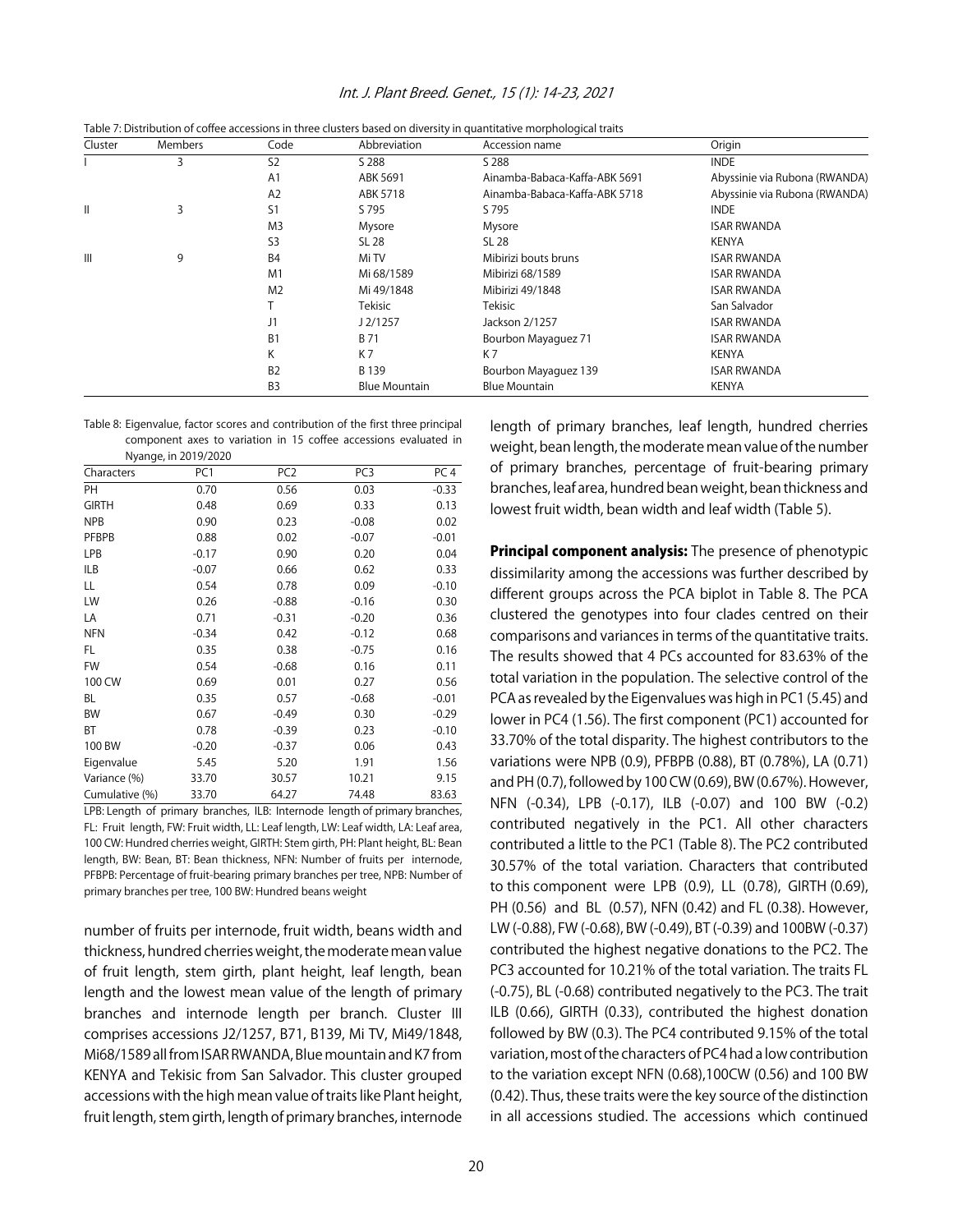Table 7: Distribution of coffee accessions in three clusters based on diversity in quantitative morphological traits

| Cluster | Members | Code | Abbreviation | Accession name | Origin |
|---|---|---|---|---|---|
| I | 3 | S2 | S 288 | S 288 | INDE |
| | | A1 | ABK 5691 | Ainamba-Babaca-Kaffa-ABK 5691 | Abyssinie via Rubona (RWANDA) |
| | | A2 | ABK 5718 | Ainamba-Babaca-Kaffa-ABK 5718 | Abyssinie via Rubona (RWANDA) |
| II | 3 | S1 | S 795 | S 795 | INDE |
| | | M3 | Mysore | Mysore | ISAR RWANDA |
| | | S3 | SL 28 | SL 28 | KENYA |
| III | 9 | B4 | Mi TV | Mibirizi bouts bruns | ISAR RWANDA |
| | | M1 | Mi 68/1589 | Mibirizi 68/1589 | ISAR RWANDA |
| | | M2 | Mi 49/1848 | Mibirizi 49/1848 | ISAR RWANDA |
| | | T | Tekisic | Tekisic | San Salvador |
| | | J1 | J 2/1257 | Jackson 2/1257 | ISAR RWANDA |
| | | B1 | B 71 | Bourbon Mayaguez 71 | ISAR RWANDA |
| | | K | K 7 | K 7 | KENYA |
| | | B2 | B 139 | Bourbon Mayaguez 139 | ISAR RWANDA |
| | | B3 | Blue Mountain | Blue Mountain | KENYA |

Table 8: Eigenvalue, factor scores and contribution of the first three principal component axes to variation in 15 coffee accessions evaluated in Nyange, in 2019/2020

| Characters | PC1 | PC2 | PC3 | PC 4 |
|---|---|---|---|---|
| PH | 0.70 | 0.56 | 0.03 | -0.33 |
| GIRTH | 0.48 | 0.69 | 0.33 | 0.13 |
| NPB | 0.90 | 0.23 | -0.08 | 0.02 |
| PFBPB | 0.88 | 0.02 | -0.07 | -0.01 |
| LPB | -0.17 | 0.90 | 0.20 | 0.04 |
| ILB | -0.07 | 0.66 | 0.62 | 0.33 |
| LL | 0.54 | 0.78 | 0.09 | -0.10 |
| LW | 0.26 | -0.88 | -0.16 | 0.30 |
| LA | 0.71 | -0.31 | -0.20 | 0.36 |
| NFN | -0.34 | 0.42 | -0.12 | 0.68 |
| FL | 0.35 | 0.38 | -0.75 | 0.16 |
| FW | 0.54 | -0.68 | 0.16 | 0.11 |
| 100 CW | 0.69 | 0.01 | 0.27 | 0.56 |
| BL | 0.35 | 0.57 | -0.68 | -0.01 |
| BW | 0.67 | -0.49 | 0.30 | -0.29 |
| BT | 0.78 | -0.39 | 0.23 | -0.10 |
| 100 BW | -0.20 | -0.37 | 0.06 | 0.43 |
| Eigenvalue | 5.45 | 5.20 | 1.91 | 1.56 |
| Variance (%) | 33.70 | 30.57 | 10.21 | 9.15 |
| Cumulative (%) | 33.70 | 64.27 | 74.48 | 83.63 |

LPB: Length of primary branches, ILB: Internode length of primary branches, FL: Fruit length, FW: Fruit width, LL: Leaf length, LW: Leaf width, LA: Leaf area, 100 CW: Hundred cherries weight, GIRTH: Stem girth, PH: Plant height, BL: Bean length, BW: Bean, BT: Bean thickness, NFN: Number of fruits per internode, PFBPB: Percentage of fruit-bearing primary branches per tree, NPB: Number of primary branches per tree, 100 BW: Hundred beans weight

number of fruits per internode, fruit width, beans width and thickness, hundred cherries weight, the moderate mean value of fruit length, stem girth, plant height, leaf length, bean length and the lowest mean value of the length of primary branches and internode length per branch. Cluster III comprises accessions J2/1257, B71, B139, Mi TV, Mi49/1848, Mi68/1589 all from ISAR RWANDA, Blue mountain and K7 from KENYA and Tekisic from San Salvador. This cluster grouped accessions with the high mean value of traits like Plant height, fruit length, stem girth, length of primary branches, internode length of primary branches, leaf length, hundred cherries weight, bean length, the moderate mean value of the number of primary branches, percentage of fruit-bearing primary branches, leaf area, hundred bean weight, bean thickness and lowest fruit width, bean width and leaf width (Table 5).

**Principal component analysis:** The presence of phenotypic dissimilarity among the accessions was further described by different groups across the PCA biplot in Table 8. The PCA clustered the genotypes into four clades centred on their comparisons and variances in terms of the quantitative traits. The results showed that 4 PCs accounted for 83.63% of the total variation in the population. The selective control of the PCA as revealed by the Eigenvalues was high in PC1 (5.45) and lower in PC4 (1.56). The first component (PC1) accounted for 33.70% of the total disparity. The highest contributors to the variations were NPB (0.9), PFBPB (0.88), BT (0.78%), LA (0.71) and PH (0.7), followed by 100 CW (0.69), BW (0.67%). However, NFN (-0.34), LPB (-0.17), ILB (-0.07) and 100 BW (-0.2) contributed negatively in the PC1. All other characters contributed a little to the PC1 (Table 8). The PC2 contributed 30.57% of the total variation. Characters that contributed to this component were LPB (0.9), LL (0.78), GIRTH (0.69), PH (0.56) and BL (0.57), NFN (0.42) and FL (0.38). However, LW (-0.88), FW (-0.68), BW (-0.49), BT (-0.39) and 100BW (-0.37) contributed the highest negative donations to the PC2. The PC3 accounted for 10.21% of the total variation. The traits FL (-0.75), BL (-0.68) contributed negatively to the PC3. The trait ILB (0.66), GIRTH (0.33), contributed the highest donation followed by BW (0.3). The PC4 contributed 9.15% of the total variation, most of the characters of PC4 had a low contribution to the variation except NFN (0.68),100CW (0.56) and 100 BW (0.42). Thus, these traits were the key source of the distinction in all accessions studied. The accessions which continued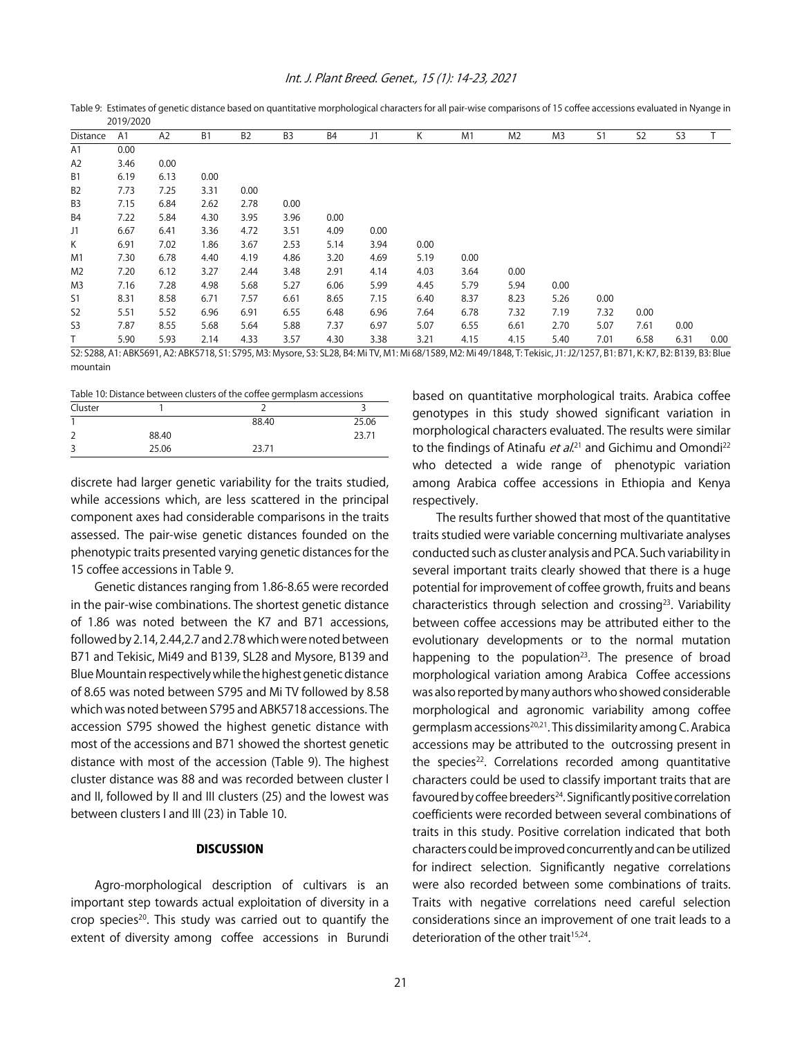Table 9: Estimates of genetic distance based on quantitative morphological characters for all pair-wise comparisons of 15 coffee accessions evaluated in Nyange in 2019/2020

| Distance | A1 | A2 | B1 | B2 | B3 | B4 | J1 | K | M1 | M2 | M3 | S1 | S2 | S3 | T |
|---|---|---|---|---|---|---|---|---|---|---|---|---|---|---|---|
| A1 | 0.00 | | | | | | | | | | | | | | |
| A2 | 3.46 | 0.00 | | | | | | | | | | | | | |
| B1 | 6.19 | 6.13 | 0.00 | | | | | | | | | | | | |
| B2 | 7.73 | 7.25 | 3.31 | 0.00 | | | | | | | | | | | |
| B3 | 7.15 | 6.84 | 2.62 | 2.78 | 0.00 | | | | | | | | | | |
| B4 | 7.22 | 5.84 | 4.30 | 3.95 | 3.96 | 0.00 | | | | | | | | | |
| J1 | 6.67 | 6.41 | 3.36 | 4.72 | 3.51 | 4.09 | 0.00 | | | | | | | | |
| K | 6.91 | 7.02 | 1.86 | 3.67 | 2.53 | 5.14 | 3.94 | 0.00 | | | | | | | |
| M1 | 7.30 | 6.78 | 4.40 | 4.19 | 4.86 | 3.20 | 4.69 | 5.19 | 0.00 | | | | | | |
| M2 | 7.20 | 6.12 | 3.27 | 2.44 | 3.48 | 2.91 | 4.14 | 4.03 | 3.64 | 0.00 | | | | | |
| M3 | 7.16 | 7.28 | 4.98 | 5.68 | 5.27 | 6.06 | 5.99 | 4.45 | 5.79 | 5.94 | 0.00 | | | | |
| S1 | 8.31 | 8.58 | 6.71 | 7.57 | 6.61 | 8.65 | 7.15 | 6.40 | 8.37 | 8.23 | 5.26 | 0.00 | | | |
| S2 | 5.51 | 5.52 | 6.96 | 6.91 | 6.55 | 6.48 | 6.96 | 7.64 | 6.78 | 7.32 | 7.19 | 7.32 | 0.00 | | |
| S3 | 7.87 | 8.55 | 5.68 | 5.64 | 5.88 | 7.37 | 6.97 | 5.07 | 6.55 | 6.61 | 2.70 | 5.07 | 7.61 | 0.00 | |
| T | 5.90 | 5.93 | 2.14 | 4.33 | 3.57 | 4.30 | 3.38 | 3.21 | 4.15 | 4.15 | 5.40 | 7.01 | 6.58 | 6.31 | 0.00 |

S2: S288, A1: ABK5691, A2: ABK5718, S1: S795, M3: Mysore, S3: SL28, B4: Mi TV, M1: Mi 68/1589, M2: Mi 49/1848, T: Tekisic, J1: J2/1257, B1: B71, K: K7, B2: B139, B3: Blue mountain

Table 10: Distance between clusters of the coffee germplasm accessions

| Cluster | 1 | 2 | 3 |
|---|---|---|---|
| 1 | | 88.40 | 25.06 |
| 2 | 88.40 | | 23.71 |
| 3 | 25.06 | 23.71 | |

discrete had larger genetic variability for the traits studied, while accessions which, are less scattered in the principal component axes had considerable comparisons in the traits assessed. The pair-wise genetic distances founded on the phenotypic traits presented varying genetic distances for the 15 coffee accessions in Table 9.

Genetic distances ranging from 1.86-8.65 were recorded in the pair-wise combinations. The shortest genetic distance of 1.86 was noted between the K7 and B71 accessions, followed by 2.14, 2.44, 2.7 and 2.78 which were noted between B71 and Tekisic, Mi49 and B139, SL28 and Mysore, B139 and Blue Mountain respectively while the highest genetic distance of 8.65 was noted between S795 and Mi TV followed by 8.58 which was noted between S795 and ABK5718 accessions. The accession S795 showed the highest genetic distance with most of the accessions and B71 showed the shortest genetic distance with most of the accession (Table 9). The highest cluster distance was 88 and was recorded between cluster I and II, followed by II and III clusters (25) and the lowest was between clusters I and III (23) in Table 10.

## DISCUSSION

Agro-morphological description of cultivars is an important step towards actual exploitation of diversity in a crop species[20]. This study was carried out to quantify the extent of diversity among coffee accessions in Burundi based on quantitative morphological traits. Arabica coffee genotypes in this study showed significant variation in morphological characters evaluated. The results were similar to the findings of Atinafu *et al.*[21] and Gichimu and Omondi[22] who detected a wide range of phenotypic variation among Arabica coffee accessions in Ethiopia and Kenya respectively.

The results further showed that most of the quantitative traits studied were variable concerning multivariate analyses conducted such as cluster analysis and PCA. Such variability in several important traits clearly showed that there is a huge potential for improvement of coffee growth, fruits and beans characteristics through selection and crossing[23]. Variability between coffee accessions may be attributed either to the evolutionary developments or to the normal mutation happening to the population[23]. The presence of broad morphological variation among Arabica Coffee accessions was also reported by many authors who showed considerable morphological and agronomic variability among coffee germplasm accessions[20,21]. This dissimilarity among C. Arabica accessions may be attributed to the outcrossing present in the species[22]. Correlations recorded among quantitative characters could be used to classify important traits that are favoured by coffee breeders[24]. Significantly positive correlation coefficients were recorded between several combinations of traits in this study. Positive correlation indicated that both characters could be improved concurrently and can be utilized for indirect selection. Significantly negative correlations were also recorded between some combinations of traits. Traits with negative correlations need careful selection considerations since an improvement of one trait leads to a deterioration of the other trait[15,24].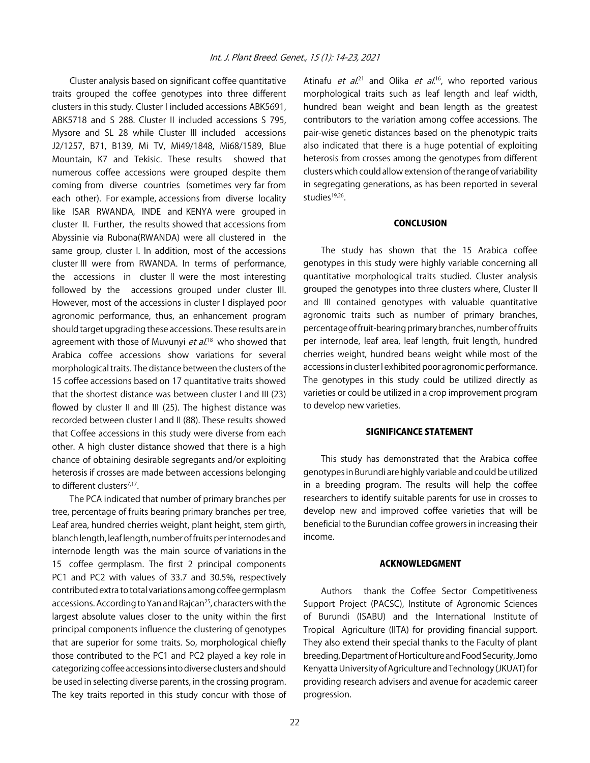Cluster analysis based on significant coffee quantitative traits grouped the coffee genotypes into three different clusters in this study. Cluster I included accessions ABK5691, ABK5718 and S 288. Cluster II included accessions S 795, Mysore and SL 28 while Cluster III included accessions J2/1257, B71, B139, Mi TV, Mi49/1848, Mi68/1589, Blue Mountain, K7 and Tekisic. These results showed that numerous coffee accessions were grouped despite them coming from diverse countries (sometimes very far from each other). For example, accessions from diverse locality like ISAR RWANDA, INDE and KENYA were grouped in cluster II. Further, the results showed that accessions from Abyssinie via Rubona(RWANDA) were all clustered in the same group, cluster I. In addition, most of the accessions cluster III were from RWANDA. In terms of performance, the accessions in cluster II were the most interesting followed by the accessions grouped under cluster III. However, most of the accessions in cluster I displayed poor agronomic performance, thus, an enhancement program should target upgrading these accessions. These results are in agreement with those of Muvunyi *et al.*[18] who showed that Arabica coffee accessions show variations for several morphological traits. The distance between the clusters of the 15 coffee accessions based on 17 quantitative traits showed that the shortest distance was between cluster I and III (23) flowed by cluster II and III (25). The highest distance was recorded between cluster I and II (88). These results showed that Coffee accessions in this study were diverse from each other. A high cluster distance showed that there is a high chance of obtaining desirable segregants and/or exploiting heterosis if crosses are made between accessions belonging to different clusters[7,17].

The PCA indicated that number of primary branches per tree, percentage of fruits bearing primary branches per tree, Leaf area, hundred cherries weight, plant height, stem girth, blanch length, leaf length, number of fruits per internodes and internode length was the main source of variations in the 15 coffee germplasm. The first 2 principal components PC1 and PC2 with values of 33.7 and 30.5%, respectively contributed extra to total variations among coffee germplasm accessions. According to Yan and Rajcan[25], characters with the largest absolute values closer to the unity within the first principal components influence the clustering of genotypes that are superior for some traits. So, morphological chiefly those contributed to the PC1 and PC2 played a key role in categorizing coffee accessions into diverse clusters and should be used in selecting diverse parents, in the crossing program. The key traits reported in this study concur with those of Atinafu *et al.*[21] and Olika *et al.*[16], who reported various morphological traits such as leaf length and leaf width, hundred bean weight and bean length as the greatest contributors to the variation among coffee accessions. The pair-wise genetic distances based on the phenotypic traits also indicated that there is a huge potential of exploiting heterosis from crosses among the genotypes from different clusters which could allow extension of the range of variability in segregating generations, as has been reported in several studies[19,26].

## CONCLUSION

The study has shown that the 15 Arabica coffee genotypes in this study were highly variable concerning all quantitative morphological traits studied. Cluster analysis grouped the genotypes into three clusters where, Cluster II and III contained genotypes with valuable quantitative agronomic traits such as number of primary branches, percentage of fruit-bearing primary branches, number of fruits per internode, leaf area, leaf length, fruit length, hundred cherries weight, hundred beans weight while most of the accessions in cluster I exhibited poor agronomic performance. The genotypes in this study could be utilized directly as varieties or could be utilized in a crop improvement program to develop new varieties.

## SIGNIFICANCE STATEMENT

This study has demonstrated that the Arabica coffee genotypes in Burundi are highly variable and could be utilized in a breeding program. The results will help the coffee researchers to identify suitable parents for use in crosses to develop new and improved coffee varieties that will be beneficial to the Burundian coffee growers in increasing their income.

## ACKNOWLEDGMENT

Authors thank the Coffee Sector Competitiveness Support Project (PACSC), Institute of Agronomic Sciences of Burundi (ISABU) and the International Institute of Tropical Agriculture (IITA) for providing financial support. They also extend their special thanks to the Faculty of plant breeding, Department of Horticulture and Food Security, Jomo Kenyatta University of Agriculture and Technology (JKUAT) for providing research advisers and avenue for academic career progression.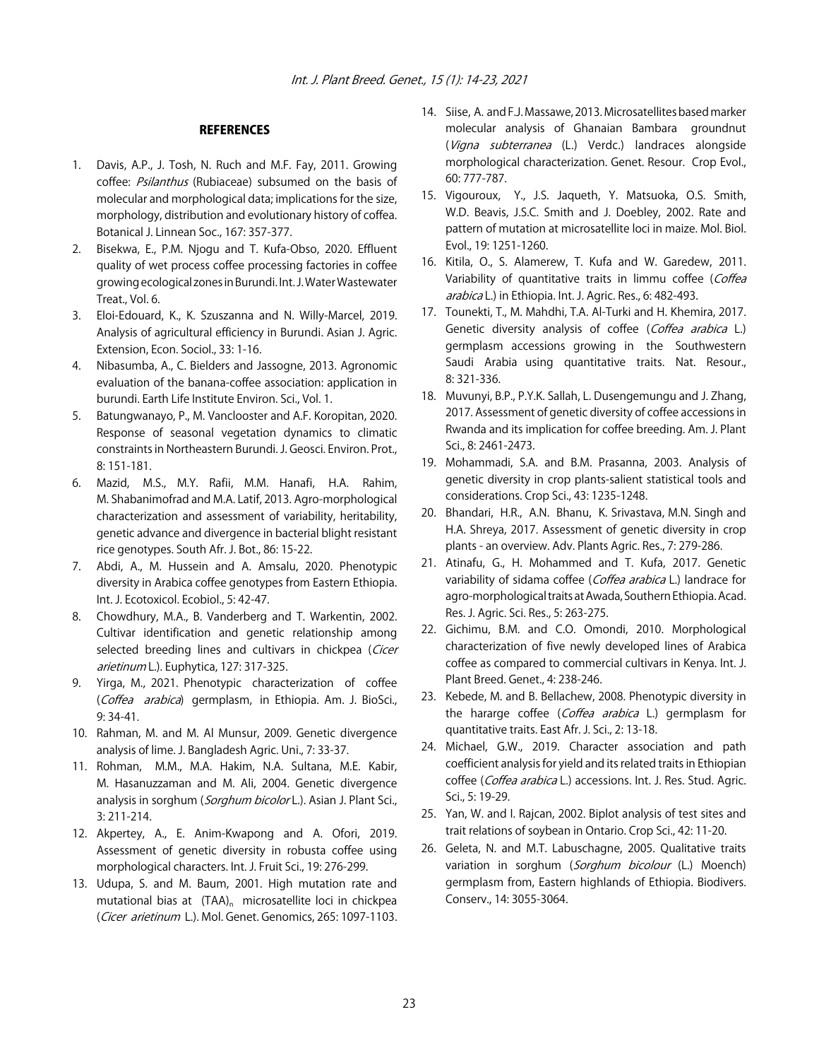## REFERENCES

1. Davis, A.P., J. Tosh, N. Ruch and M.F. Fay, 2011. Growing coffee: *Psilanthus* (Rubiaceae) subsumed on the basis of molecular and morphological data; implications for the size, morphology, distribution and evolutionary history of coffea. Botanical J. Linnean Soc., 167: 357-377.
2. Bisekwa, E., P.M. Njogu and T. Kufa-Obso, 2020. Effluent quality of wet process coffee processing factories in coffee growing ecological zones in Burundi. Int. J. Water Wastewater Treat., Vol. 6.
3. Eloi-Edouard, K., K. Szuszanna and N. Willy-Marcel, 2019. Analysis of agricultural efficiency in Burundi. Asian J. Agric. Extension, Econ. Sociol., 33: 1-16.
4. Nibasumba, A., C. Bielders and Jassogne, 2013. Agronomic evaluation of the banana-coffee association: application in burundi. Earth Life Institute Environ. Sci., Vol. 1.
5. Batungwanayo, P., M. Vanclooster and A.F. Koropitan, 2020. Response of seasonal vegetation dynamics to climatic constraints in Northeastern Burundi. J. Geosci. Environ. Prot., 8: 151-181.
6. Mazid, M.S., M.Y. Rafii, M.M. Hanafi, H.A. Rahim, M. Shabanimofrad and M.A. Latif, 2013. Agro-morphological characterization and assessment of variability, heritability, genetic advance and divergence in bacterial blight resistant rice genotypes. South Afr. J. Bot., 86: 15-22.
7. Abdi, A., M. Hussein and A. Amsalu, 2020. Phenotypic diversity in Arabica coffee genotypes from Eastern Ethiopia. Int. J. Ecotoxicol. Ecobiol., 5: 42-47.
8. Chowdhury, M.A., B. Vanderberg and T. Warkentin, 2002. Cultivar identification and genetic relationship among selected breeding lines and cultivars in chickpea (*Cicer arietinum* L.). Euphytica, 127: 317-325.
9. Yirga, M., 2021. Phenotypic characterization of coffee (*Coffea arabica*) germplasm, in Ethiopia. Am. J. BioSci., 9: 34-41.
10. Rahman, M. and M. Al Munsur, 2009. Genetic divergence analysis of lime. J. Bangladesh Agric. Uni., 7: 33-37.
11. Rohman, M.M., M.A. Hakim, N.A. Sultana, M.E. Kabir, M. Hasanuzzaman and M. Ali, 2004. Genetic divergence analysis in sorghum (*Sorghum bicolor* L.). Asian J. Plant Sci., 3: 211-214.
12. Akpertey, A., E. Anim-Kwapong and A. Ofori, 2019. Assessment of genetic diversity in robusta coffee using morphological characters. Int. J. Fruit Sci., 19: 276-299.
13. Udupa, S. and M. Baum, 2001. High mutation rate and mutational bias at $(TAA)_n$ microsatellite loci in chickpea (*Cicer arietinum* L.). Mol. Genet. Genomics, 265: 1097-1103.
14. Siise, A. and F.J. Massawe, 2013. Microsatellites based marker molecular analysis of Ghanaian Bambara groundnut (*Vigna subterranea* (L.) Verdc.) landraces alongside morphological characterization. Genet. Resour. Crop Evol., 60: 777-787.
15. Vigouroux, Y., J.S. Jaqueth, Y. Matsuoka, O.S. Smith, W.D. Beavis, J.S.C. Smith and J. Doebley, 2002. Rate and pattern of mutation at microsatellite loci in maize. Mol. Biol. Evol., 19: 1251-1260.
16. Kitila, O., S. Alamerew, T. Kufa and W. Garedew, 2011. Variability of quantitative traits in limmu coffee (*Coffea arabica* L.) in Ethiopia. Int. J. Agric. Res., 6: 482-493.
17. Tounekti, T., M. Mahdhi, T.A. Al-Turki and H. Khemira, 2017. Genetic diversity analysis of coffee (*Coffea arabica* L.) germplasm accessions growing in the Southwestern Saudi Arabia using quantitative traits. Nat. Resour., 8: 321-336.
18. Muvunyi, B.P., P.Y.K. Sallah, L. Dusengemungu and J. Zhang, 2017. Assessment of genetic diversity of coffee accessions in Rwanda and its implication for coffee breeding. Am. J. Plant Sci., 8: 2461-2473.
19. Mohammadi, S.A. and B.M. Prasanna, 2003. Analysis of genetic diversity in crop plants-salient statistical tools and considerations. Crop Sci., 43: 1235-1248.
20. Bhandari, H.R., A.N. Bhanu, K. Srivastava, M.N. Singh and H.A. Shreya, 2017. Assessment of genetic diversity in crop plants - an overview. Adv. Plants Agric. Res., 7: 279-286.
21. Atinafu, G., H. Mohammed and T. Kufa, 2017. Genetic variability of sidama coffee (*Coffea arabica* L.) landrace for agro-morphological traits at Awada, Southern Ethiopia. Acad. Res. J. Agric. Sci. Res., 5: 263-275.
22. Gichimu, B.M. and C.O. Omondi, 2010. Morphological characterization of five newly developed lines of Arabica coffee as compared to commercial cultivars in Kenya. Int. J. Plant Breed. Genet., 4: 238-246.
23. Kebede, M. and B. Bellachew, 2008. Phenotypic diversity in the hararge coffee (*Coffea arabica* L.) germplasm for quantitative traits. East Afr. J. Sci., 2: 13-18.
24. Michael, G.W., 2019. Character association and path coefficient analysis for yield and its related traits in Ethiopian coffee (*Coffea arabica* L.) accessions. Int. J. Res. Stud. Agric. Sci., 5: 19-29.
25. Yan, W. and I. Rajcan, 2002. Biplot analysis of test sites and trait relations of soybean in Ontario. Crop Sci., 42: 11-20.
26. Geleta, N. and M.T. Labuschagne, 2005. Qualitative traits variation in sorghum (*Sorghum bicolour* (L.) Moench) germplasm from, Eastern highlands of Ethiopia. Biodivers. Conserv., 14: 3055-3064.